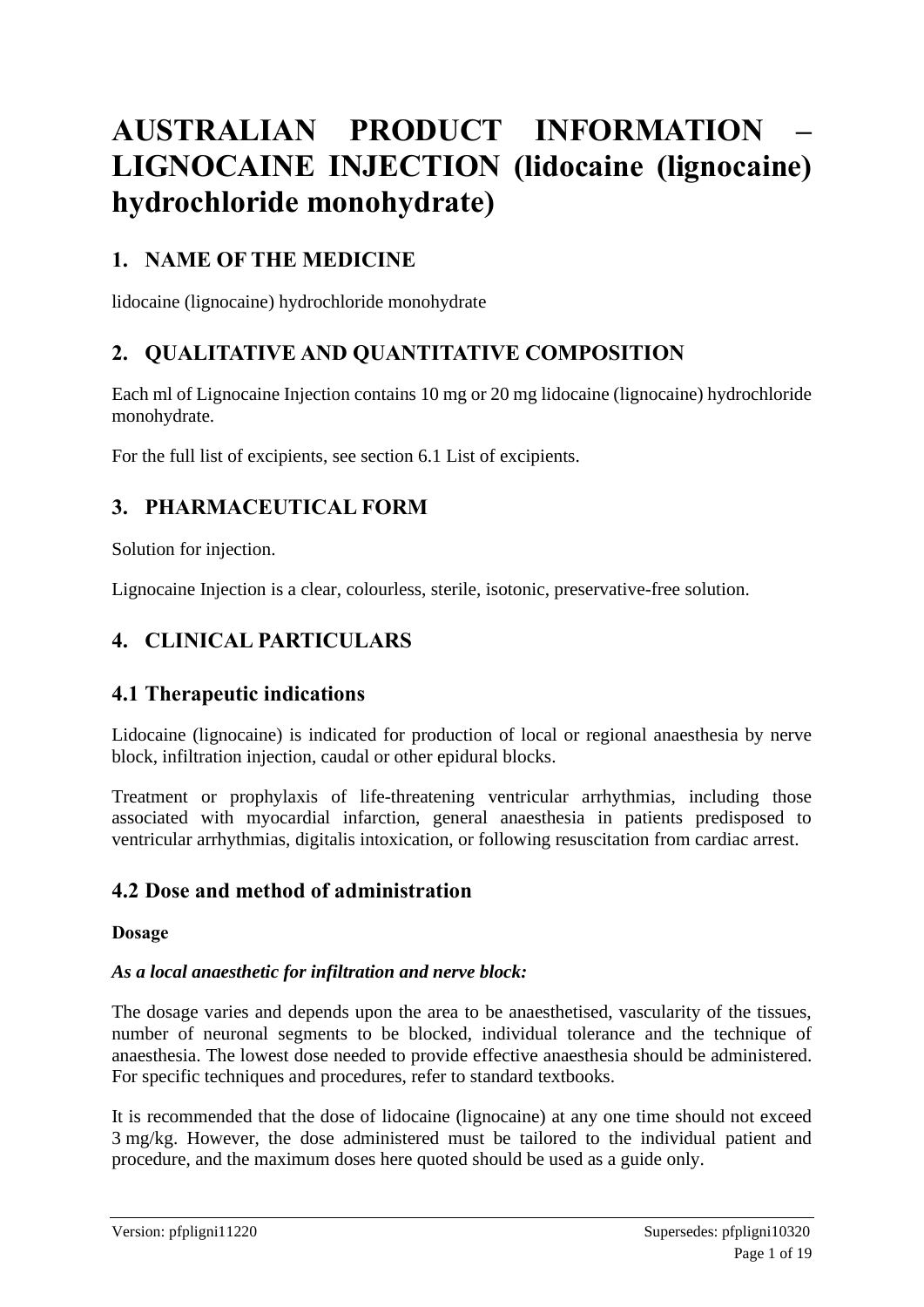# AUSTRALIAN PRODUCT INFORMATION – LIGNOCAINE INJECTION (lidocaine (lignocaine) hydrochloride monohydrate)

## 1. NAME OF THE MEDICINE

lidocaine (lignocaine) hydrochloride monohydrate

## 2. QUALITATIVE AND QUANTITATIVE COMPOSITION

Each ml of Lignocaine Injection contains 10 mg or 20 mg lidocaine (lignocaine) hydrochloride monohydrate.

For the full list of excipients, see section 6.1 List of excipients.

## 3. PHARMACEUTICAL FORM

Solution for injection.

Lignocaine Injection is a clear, colourless, sterile, isotonic, preservative-free solution.

## 4. CLINICAL PARTICULARS

### 4.1 Therapeutic indications

Lidocaine (lignocaine) is indicated for production of local or regional anaesthesia by nerve block, infiltration injection, caudal or other epidural blocks.

Treatment or prophylaxis of life-threatening ventricular arrhythmias, including those associated with myocardial infarction, general anaesthesia in patients predisposed to ventricular arrhythmias, digitalis intoxication, or following resuscitation from cardiac arrest.

### 4.2 Dose and method of administration

**Dosage**

***As a local anaesthetic for infiltration and nerve block:***

The dosage varies and depends upon the area to be anaesthetised, vascularity of the tissues, number of neuronal segments to be blocked, individual tolerance and the technique of anaesthesia. The lowest dose needed to provide effective anaesthesia should be administered. For specific techniques and procedures, refer to standard textbooks.

It is recommended that the dose of lidocaine (lignocaine) at any one time should not exceed 3 mg/kg. However, the dose administered must be tailored to the individual patient and procedure, and the maximum doses here quoted should be used as a guide only.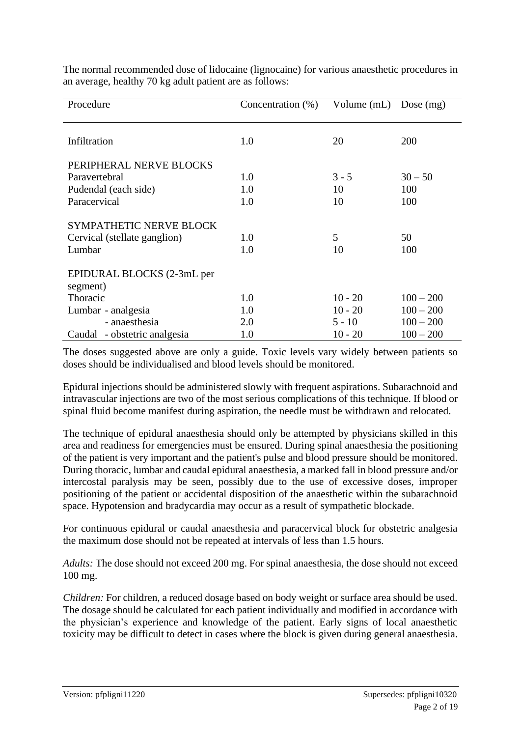The normal recommended dose of lidocaine (lignocaine) for various anaesthetic procedures in an average, healthy 70 kg adult patient are as follows:

| Procedure | Concentration (%) | Volume (mL) | Dose (mg) |
|---|---|---|---|
| Infiltration | 1.0 | 20 | 200 |
| PERIPHERAL NERVE BLOCKS | | | |
| Paravertebral | 1.0 | 3 - 5 | 30 – 50 |
| Pudendal (each side) | 1.0 | 10 | 100 |
| Paracervical | 1.0 | 10 | 100 |
| SYMPATHETIC NERVE BLOCK | | | |
| Cervical (stellate ganglion) | 1.0 | 5 | 50 |
| Lumbar | 1.0 | 10 | 100 |
| EPIDURAL BLOCKS (2-3mL per segment) | | | |
| Thoracic | 1.0 | 10 - 20 | 100 – 200 |
| Lumbar - analgesia | 1.0 | 10 - 20 | 100 – 200 |
| - anaesthesia | 2.0 | 5 - 10 | 100 – 200 |
| Caudal - obstetric analgesia | 1.0 | 10 - 20 | 100 – 200 |

The doses suggested above are only a guide. Toxic levels vary widely between patients so doses should be individualised and blood levels should be monitored.

Epidural injections should be administered slowly with frequent aspirations. Subarachnoid and intravascular injections are two of the most serious complications of this technique. If blood or spinal fluid become manifest during aspiration, the needle must be withdrawn and relocated.

The technique of epidural anaesthesia should only be attempted by physicians skilled in this area and readiness for emergencies must be ensured. During spinal anaesthesia the positioning of the patient is very important and the patient's pulse and blood pressure should be monitored. During thoracic, lumbar and caudal epidural anaesthesia, a marked fall in blood pressure and/or intercostal paralysis may be seen, possibly due to the use of excessive doses, improper positioning of the patient or accidental disposition of the anaesthetic within the subarachnoid space. Hypotension and bradycardia may occur as a result of sympathetic blockade.

For continuous epidural or caudal anaesthesia and paracervical block for obstetric analgesia the maximum dose should not be repeated at intervals of less than 1.5 hours.

*Adults:* The dose should not exceed 200 mg. For spinal anaesthesia, the dose should not exceed 100 mg.

*Children:* For children, a reduced dosage based on body weight or surface area should be used. The dosage should be calculated for each patient individually and modified in accordance with the physician's experience and knowledge of the patient. Early signs of local anaesthetic toxicity may be difficult to detect in cases where the block is given during general anaesthesia.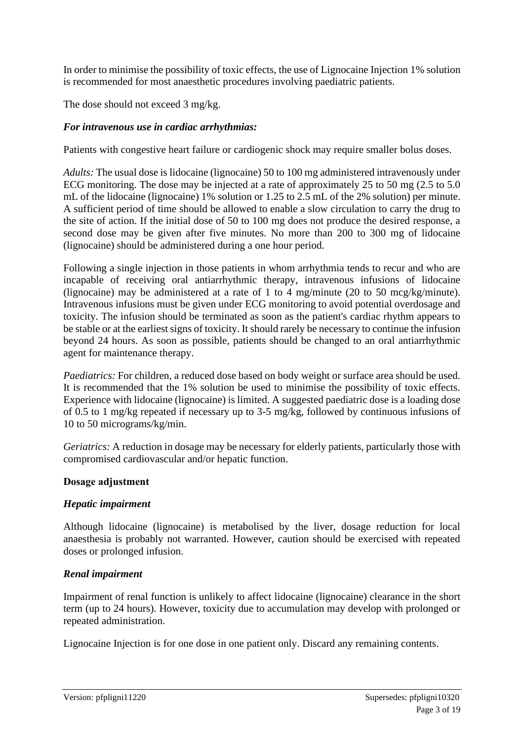In order to minimise the possibility of toxic effects, the use of Lignocaine Injection 1% solution is recommended for most anaesthetic procedures involving paediatric patients.

The dose should not exceed 3 mg/kg.

### *For intravenous use in cardiac arrhythmias:*

Patients with congestive heart failure or cardiogenic shock may require smaller bolus doses.

*Adults:* The usual dose is lidocaine (lignocaine) 50 to 100 mg administered intravenously under ECG monitoring. The dose may be injected at a rate of approximately 25 to 50 mg (2.5 to 5.0 mL of the lidocaine (lignocaine) 1% solution or 1.25 to 2.5 mL of the 2% solution) per minute. A sufficient period of time should be allowed to enable a slow circulation to carry the drug to the site of action. If the initial dose of 50 to 100 mg does not produce the desired response, a second dose may be given after five minutes. No more than 200 to 300 mg of lidocaine (lignocaine) should be administered during a one hour period.

Following a single injection in those patients in whom arrhythmia tends to recur and who are incapable of receiving oral antiarrhythmic therapy, intravenous infusions of lidocaine (lignocaine) may be administered at a rate of 1 to 4 mg/minute (20 to 50 mcg/kg/minute). Intravenous infusions must be given under ECG monitoring to avoid potential overdosage and toxicity. The infusion should be terminated as soon as the patient's cardiac rhythm appears to be stable or at the earliest signs of toxicity. It should rarely be necessary to continue the infusion beyond 24 hours. As soon as possible, patients should be changed to an oral antiarrhythmic agent for maintenance therapy.

*Paediatrics:* For children, a reduced dose based on body weight or surface area should be used. It is recommended that the 1% solution be used to minimise the possibility of toxic effects. Experience with lidocaine (lignocaine) is limited. A suggested paediatric dose is a loading dose of 0.5 to 1 mg/kg repeated if necessary up to 3-5 mg/kg, followed by continuous infusions of 10 to 50 micrograms/kg/min.

*Geriatrics:* A reduction in dosage may be necessary for elderly patients, particularly those with compromised cardiovascular and/or hepatic function.

## Dosage adjustment

### *Hepatic impairment*

Although lidocaine (lignocaine) is metabolised by the liver, dosage reduction for local anaesthesia is probably not warranted. However, caution should be exercised with repeated doses or prolonged infusion.

### *Renal impairment*

Impairment of renal function is unlikely to affect lidocaine (lignocaine) clearance in the short term (up to 24 hours). However, toxicity due to accumulation may develop with prolonged or repeated administration.

Lignocaine Injection is for one dose in one patient only. Discard any remaining contents.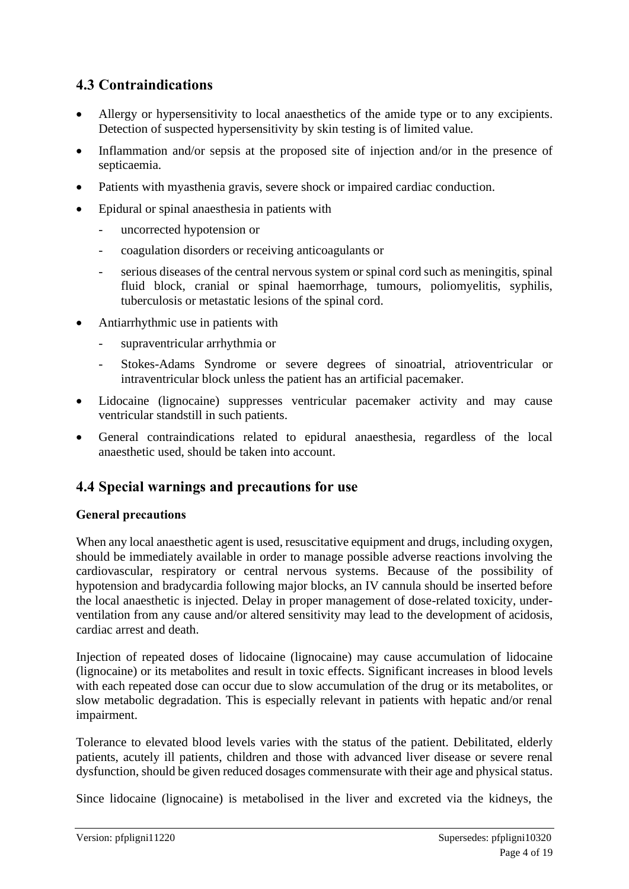## 4.3 Contraindications

- Allergy or hypersensitivity to local anaesthetics of the amide type or to any excipients. Detection of suspected hypersensitivity by skin testing is of limited value.
- Inflammation and/or sepsis at the proposed site of injection and/or in the presence of septicaemia.
- Patients with myasthenia gravis, severe shock or impaired cardiac conduction.
- Epidural or spinal anaesthesia in patients with
  - uncorrected hypotension or
  - coagulation disorders or receiving anticoagulants or
  - serious diseases of the central nervous system or spinal cord such as meningitis, spinal fluid block, cranial or spinal haemorrhage, tumours, poliomyelitis, syphilis, tuberculosis or metastatic lesions of the spinal cord.
- Antiarrhythmic use in patients with
  - supraventricular arrhythmia or
  - Stokes-Adams Syndrome or severe degrees of sinoatrial, atrioventricular or intraventricular block unless the patient has an artificial pacemaker.
- Lidocaine (lignocaine) suppresses ventricular pacemaker activity and may cause ventricular standstill in such patients.
- General contraindications related to epidural anaesthesia, regardless of the local anaesthetic used, should be taken into account.

## 4.4 Special warnings and precautions for use

**General precautions**

When any local anaesthetic agent is used, resuscitative equipment and drugs, including oxygen, should be immediately available in order to manage possible adverse reactions involving the cardiovascular, respiratory or central nervous systems. Because of the possibility of hypotension and bradycardia following major blocks, an IV cannula should be inserted before the local anaesthetic is injected. Delay in proper management of dose-related toxicity, under-ventilation from any cause and/or altered sensitivity may lead to the development of acidosis, cardiac arrest and death.

Injection of repeated doses of lidocaine (lignocaine) may cause accumulation of lidocaine (lignocaine) or its metabolites and result in toxic effects. Significant increases in blood levels with each repeated dose can occur due to slow accumulation of the drug or its metabolites, or slow metabolic degradation. This is especially relevant in patients with hepatic and/or renal impairment.

Tolerance to elevated blood levels varies with the status of the patient. Debilitated, elderly patients, acutely ill patients, children and those with advanced liver disease or severe renal dysfunction, should be given reduced dosages commensurate with their age and physical status.

Since lidocaine (lignocaine) is metabolised in the liver and excreted via the kidneys, the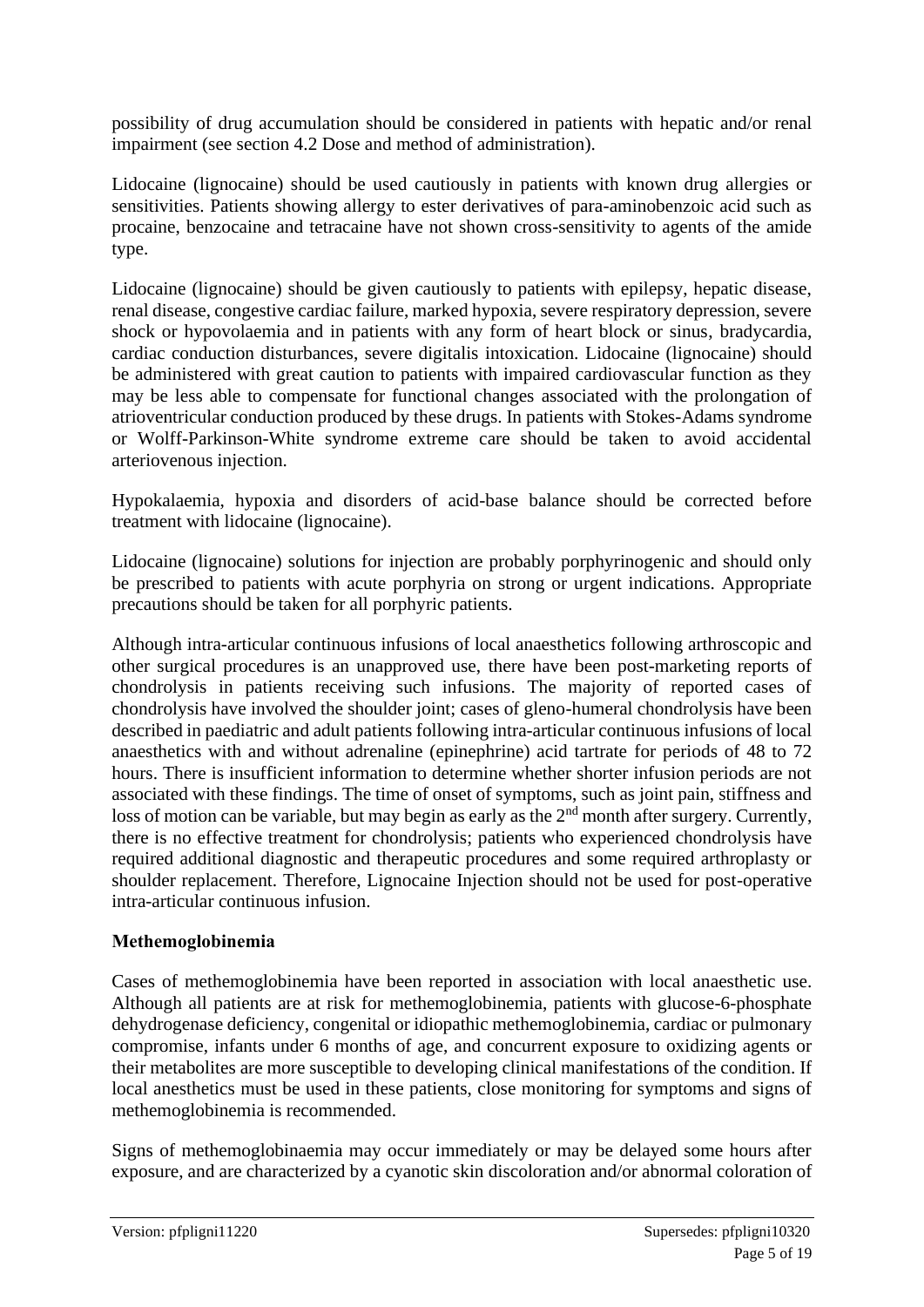possibility of drug accumulation should be considered in patients with hepatic and/or renal impairment (see section 4.2 Dose and method of administration).

Lidocaine (lignocaine) should be used cautiously in patients with known drug allergies or sensitivities. Patients showing allergy to ester derivatives of para-aminobenzoic acid such as procaine, benzocaine and tetracaine have not shown cross-sensitivity to agents of the amide type.

Lidocaine (lignocaine) should be given cautiously to patients with epilepsy, hepatic disease, renal disease, congestive cardiac failure, marked hypoxia, severe respiratory depression, severe shock or hypovolaemia and in patients with any form of heart block or sinus, bradycardia, cardiac conduction disturbances, severe digitalis intoxication. Lidocaine (lignocaine) should be administered with great caution to patients with impaired cardiovascular function as they may be less able to compensate for functional changes associated with the prolongation of atrioventricular conduction produced by these drugs. In patients with Stokes-Adams syndrome or Wolff-Parkinson-White syndrome extreme care should be taken to avoid accidental arteriovenous injection.

Hypokalaemia, hypoxia and disorders of acid-base balance should be corrected before treatment with lidocaine (lignocaine).

Lidocaine (lignocaine) solutions for injection are probably porphyrinogenic and should only be prescribed to patients with acute porphyria on strong or urgent indications. Appropriate precautions should be taken for all porphyric patients.

Although intra-articular continuous infusions of local anaesthetics following arthroscopic and other surgical procedures is an unapproved use, there have been post-marketing reports of chondrolysis in patients receiving such infusions. The majority of reported cases of chondrolysis have involved the shoulder joint; cases of gleno-humeral chondrolysis have been described in paediatric and adult patients following intra-articular continuous infusions of local anaesthetics with and without adrenaline (epinephrine) acid tartrate for periods of 48 to 72 hours. There is insufficient information to determine whether shorter infusion periods are not associated with these findings. The time of onset of symptoms, such as joint pain, stiffness and loss of motion can be variable, but may begin as early as the 2nd month after surgery. Currently, there is no effective treatment for chondrolysis; patients who experienced chondrolysis have required additional diagnostic and therapeutic procedures and some required arthroplasty or shoulder replacement. Therefore, Lignocaine Injection should not be used for post-operative intra-articular continuous infusion.

**Methemoglobinemia**

Cases of methemoglobinemia have been reported in association with local anaesthetic use. Although all patients are at risk for methemoglobinemia, patients with glucose-6-phosphate dehydrogenase deficiency, congenital or idiopathic methemoglobinemia, cardiac or pulmonary compromise, infants under 6 months of age, and concurrent exposure to oxidizing agents or their metabolites are more susceptible to developing clinical manifestations of the condition. If local anesthetics must be used in these patients, close monitoring for symptoms and signs of methemoglobinemia is recommended.

Signs of methemoglobinaemia may occur immediately or may be delayed some hours after exposure, and are characterized by a cyanotic skin discoloration and/or abnormal coloration of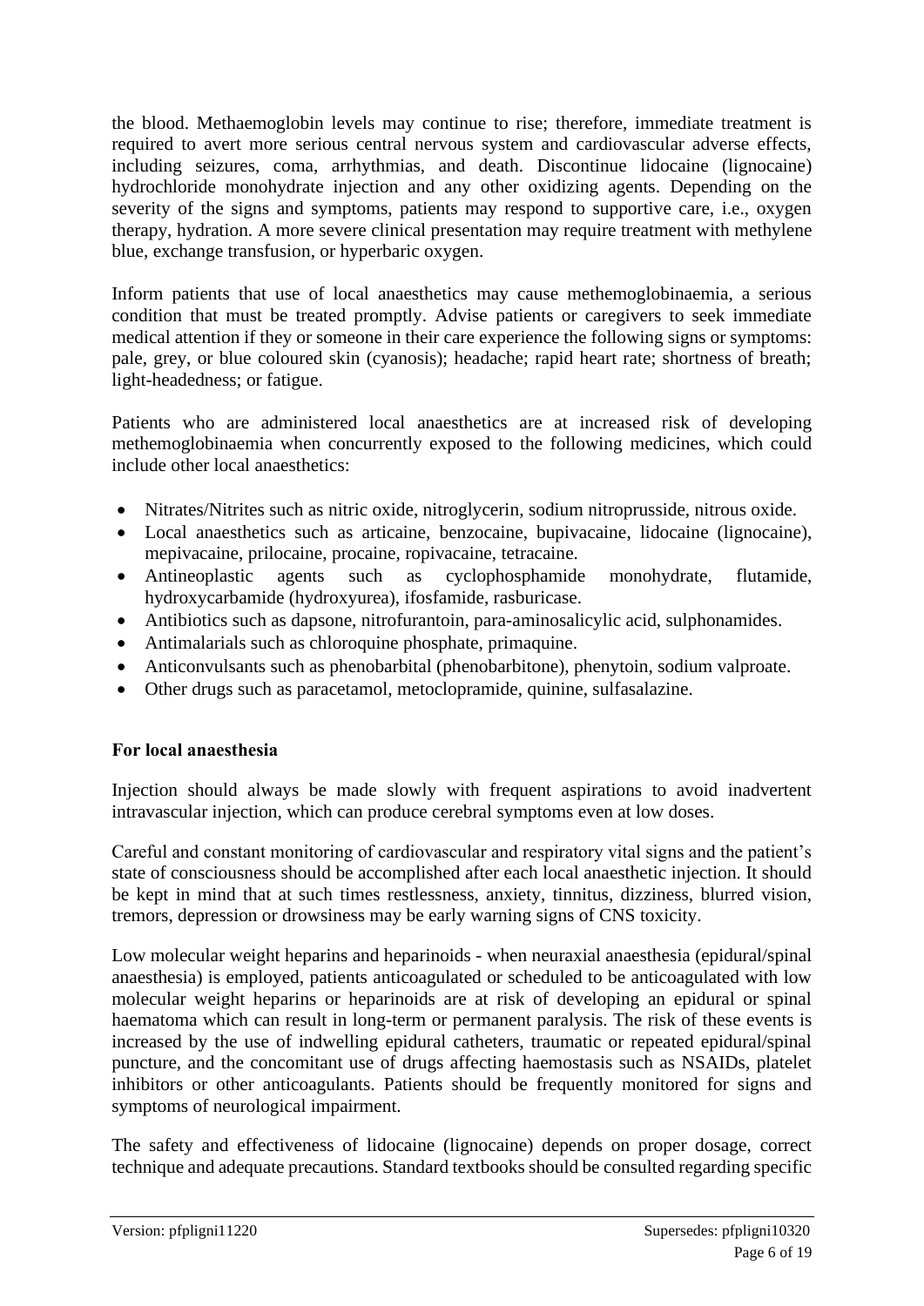the blood. Methaemoglobin levels may continue to rise; therefore, immediate treatment is required to avert more serious central nervous system and cardiovascular adverse effects, including seizures, coma, arrhythmias, and death. Discontinue lidocaine (lignocaine) hydrochloride monohydrate injection and any other oxidizing agents. Depending on the severity of the signs and symptoms, patients may respond to supportive care, i.e., oxygen therapy, hydration. A more severe clinical presentation may require treatment with methylene blue, exchange transfusion, or hyperbaric oxygen.

Inform patients that use of local anaesthetics may cause methemoglobinaemia, a serious condition that must be treated promptly. Advise patients or caregivers to seek immediate medical attention if they or someone in their care experience the following signs or symptoms: pale, grey, or blue coloured skin (cyanosis); headache; rapid heart rate; shortness of breath; light-headedness; or fatigue.

Patients who are administered local anaesthetics are at increased risk of developing methemoglobinaemia when concurrently exposed to the following medicines, which could include other local anaesthetics:

- Nitrates/Nitrites such as nitric oxide, nitroglycerin, sodium nitroprusside, nitrous oxide.
- Local anaesthetics such as articaine, benzocaine, bupivacaine, lidocaine (lignocaine), mepivacaine, prilocaine, procaine, ropivacaine, tetracaine.
- Antineoplastic agents such as cyclophosphamide monohydrate, flutamide, hydroxycarbamide (hydroxyurea), ifosfamide, rasburicase.
- Antibiotics such as dapsone, nitrofurantoin, para-aminosalicylic acid, sulphonamides.
- Antimalarials such as chloroquine phosphate, primaquine.
- Anticonvulsants such as phenobarbital (phenobarbitone), phenytoin, sodium valproate.
- Other drugs such as paracetamol, metoclopramide, quinine, sulfasalazine.

**For local anaesthesia**

Injection should always be made slowly with frequent aspirations to avoid inadvertent intravascular injection, which can produce cerebral symptoms even at low doses.

Careful and constant monitoring of cardiovascular and respiratory vital signs and the patient's state of consciousness should be accomplished after each local anaesthetic injection. It should be kept in mind that at such times restlessness, anxiety, tinnitus, dizziness, blurred vision, tremors, depression or drowsiness may be early warning signs of CNS toxicity.

Low molecular weight heparins and heparinoids - when neuraxial anaesthesia (epidural/spinal anaesthesia) is employed, patients anticoagulated or scheduled to be anticoagulated with low molecular weight heparins or heparinoids are at risk of developing an epidural or spinal haematoma which can result in long-term or permanent paralysis. The risk of these events is increased by the use of indwelling epidural catheters, traumatic or repeated epidural/spinal puncture, and the concomitant use of drugs affecting haemostasis such as NSAIDs, platelet inhibitors or other anticoagulants. Patients should be frequently monitored for signs and symptoms of neurological impairment.

The safety and effectiveness of lidocaine (lignocaine) depends on proper dosage, correct technique and adequate precautions. Standard textbooks should be consulted regarding specific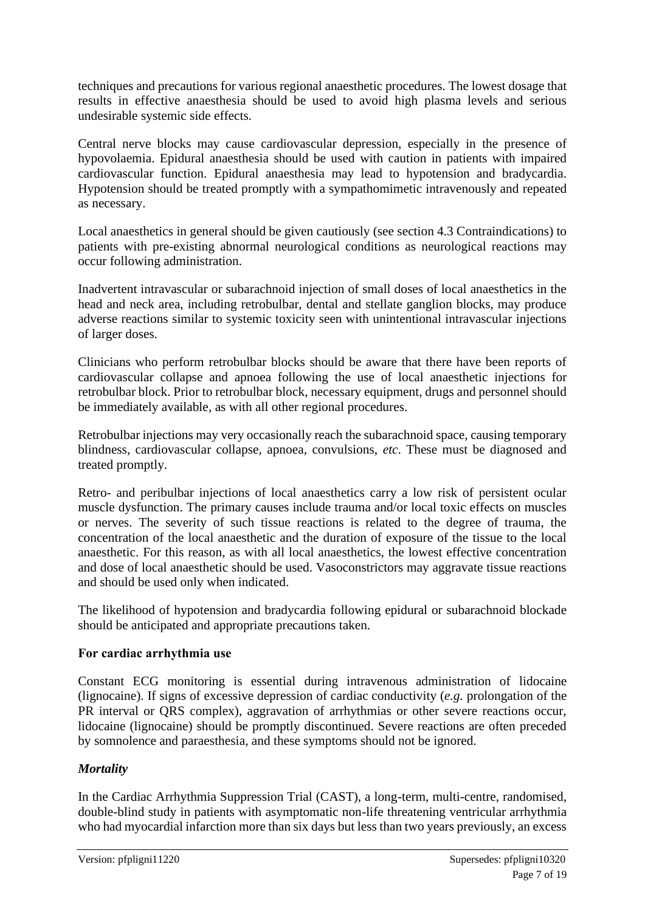techniques and precautions for various regional anaesthetic procedures. The lowest dosage that results in effective anaesthesia should be used to avoid high plasma levels and serious undesirable systemic side effects.

Central nerve blocks may cause cardiovascular depression, especially in the presence of hypovolaemia. Epidural anaesthesia should be used with caution in patients with impaired cardiovascular function. Epidural anaesthesia may lead to hypotension and bradycardia. Hypotension should be treated promptly with a sympathomimetic intravenously and repeated as necessary.

Local anaesthetics in general should be given cautiously (see section 4.3 Contraindications) to patients with pre-existing abnormal neurological conditions as neurological reactions may occur following administration.

Inadvertent intravascular or subarachnoid injection of small doses of local anaesthetics in the head and neck area, including retrobulbar, dental and stellate ganglion blocks, may produce adverse reactions similar to systemic toxicity seen with unintentional intravascular injections of larger doses.

Clinicians who perform retrobulbar blocks should be aware that there have been reports of cardiovascular collapse and apnoea following the use of local anaesthetic injections for retrobulbar block. Prior to retrobulbar block, necessary equipment, drugs and personnel should be immediately available, as with all other regional procedures.

Retrobulbar injections may very occasionally reach the subarachnoid space, causing temporary blindness, cardiovascular collapse, apnoea, convulsions, *etc*. These must be diagnosed and treated promptly.

Retro- and peribulbar injections of local anaesthetics carry a low risk of persistent ocular muscle dysfunction. The primary causes include trauma and/or local toxic effects on muscles or nerves. The severity of such tissue reactions is related to the degree of trauma, the concentration of the local anaesthetic and the duration of exposure of the tissue to the local anaesthetic. For this reason, as with all local anaesthetics, the lowest effective concentration and dose of local anaesthetic should be used. Vasoconstrictors may aggravate tissue reactions and should be used only when indicated.

The likelihood of hypotension and bradycardia following epidural or subarachnoid blockade should be anticipated and appropriate precautions taken.

**For cardiac arrhythmia use**

Constant ECG monitoring is essential during intravenous administration of lidocaine (lignocaine). If signs of excessive depression of cardiac conductivity (*e.g.* prolongation of the PR interval or QRS complex), aggravation of arrhythmias or other severe reactions occur, lidocaine (lignocaine) should be promptly discontinued. Severe reactions are often preceded by somnolence and paraesthesia, and these symptoms should not be ignored.

***Mortality***

In the Cardiac Arrhythmia Suppression Trial (CAST), a long-term, multi-centre, randomised, double-blind study in patients with asymptomatic non-life threatening ventricular arrhythmia who had myocardial infarction more than six days but less than two years previously, an excess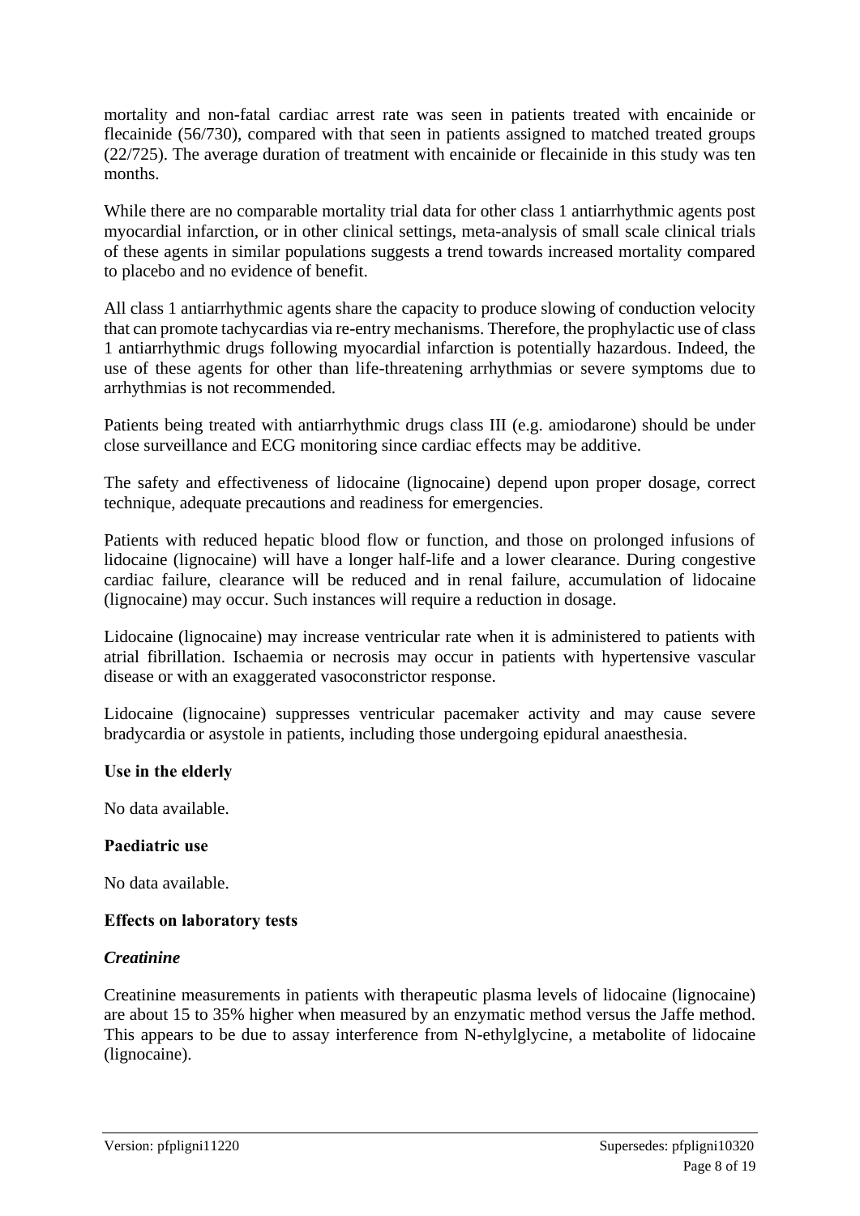mortality and non-fatal cardiac arrest rate was seen in patients treated with encainide or flecainide (56/730), compared with that seen in patients assigned to matched treated groups (22/725). The average duration of treatment with encainide or flecainide in this study was ten months.

While there are no comparable mortality trial data for other class 1 antiarrhythmic agents post myocardial infarction, or in other clinical settings, meta-analysis of small scale clinical trials of these agents in similar populations suggests a trend towards increased mortality compared to placebo and no evidence of benefit.

All class 1 antiarrhythmic agents share the capacity to produce slowing of conduction velocity that can promote tachycardias via re-entry mechanisms. Therefore, the prophylactic use of class 1 antiarrhythmic drugs following myocardial infarction is potentially hazardous. Indeed, the use of these agents for other than life-threatening arrhythmias or severe symptoms due to arrhythmias is not recommended.

Patients being treated with antiarrhythmic drugs class III (e.g. amiodarone) should be under close surveillance and ECG monitoring since cardiac effects may be additive.

The safety and effectiveness of lidocaine (lignocaine) depend upon proper dosage, correct technique, adequate precautions and readiness for emergencies.

Patients with reduced hepatic blood flow or function, and those on prolonged infusions of lidocaine (lignocaine) will have a longer half-life and a lower clearance. During congestive cardiac failure, clearance will be reduced and in renal failure, accumulation of lidocaine (lignocaine) may occur. Such instances will require a reduction in dosage.

Lidocaine (lignocaine) may increase ventricular rate when it is administered to patients with atrial fibrillation. Ischaemia or necrosis may occur in patients with hypertensive vascular disease or with an exaggerated vasoconstrictor response.

Lidocaine (lignocaine) suppresses ventricular pacemaker activity and may cause severe bradycardia or asystole in patients, including those undergoing epidural anaesthesia.

**Use in the elderly**

No data available.

**Paediatric use**

No data available.

**Effects on laboratory tests**

***Creatinine***

Creatinine measurements in patients with therapeutic plasma levels of lidocaine (lignocaine) are about 15 to 35% higher when measured by an enzymatic method versus the Jaffe method. This appears to be due to assay interference from N-ethylglycine, a metabolite of lidocaine (lignocaine).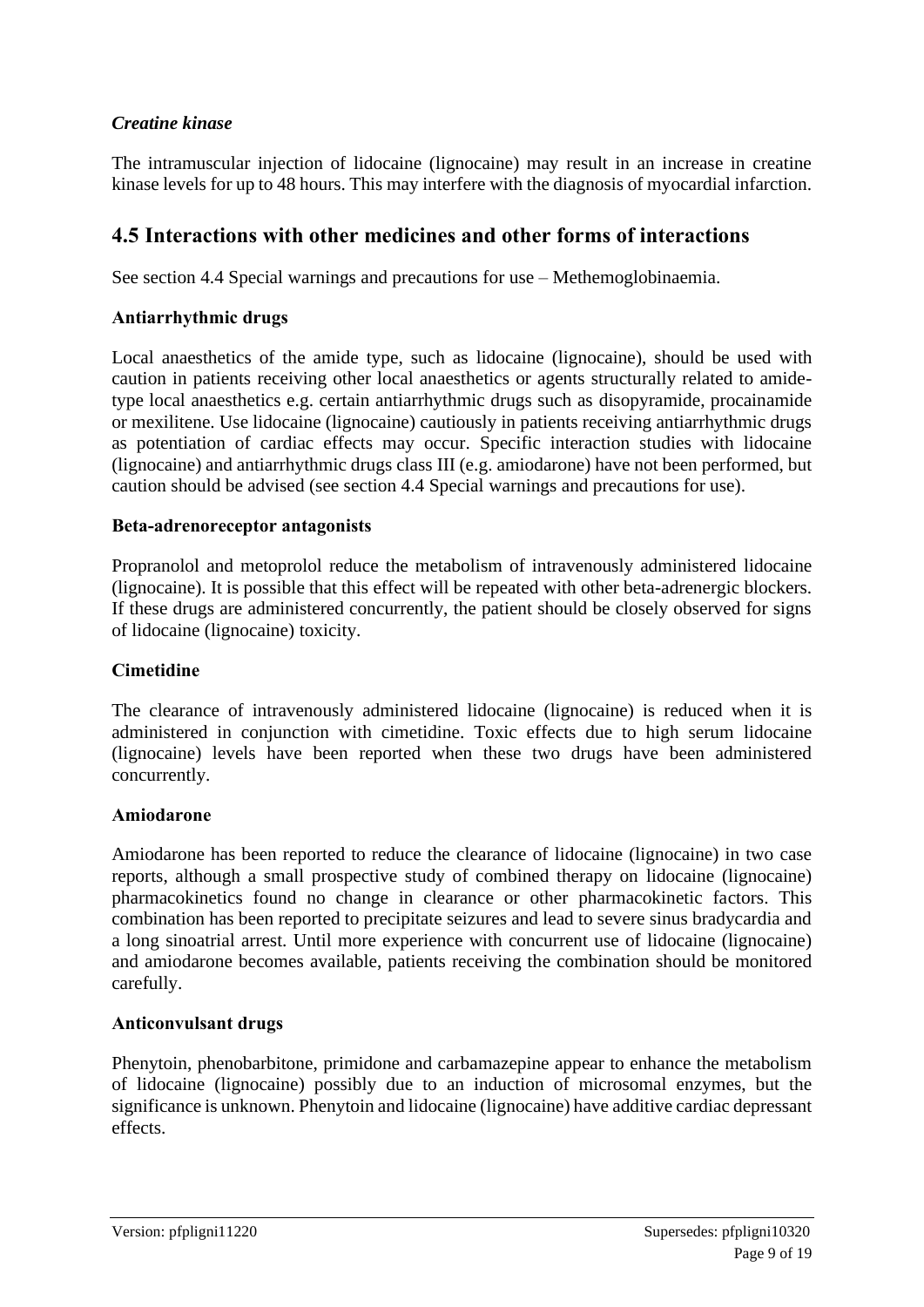*Creatine kinase*

The intramuscular injection of lidocaine (lignocaine) may result in an increase in creatine kinase levels for up to 48 hours. This may interfere with the diagnosis of myocardial infarction.

## 4.5 Interactions with other medicines and other forms of interactions

See section 4.4 Special warnings and precautions for use – Methemoglobinaemia.

**Antiarrhythmic drugs**

Local anaesthetics of the amide type, such as lidocaine (lignocaine), should be used with caution in patients receiving other local anaesthetics or agents structurally related to amide-type local anaesthetics e.g. certain antiarrhythmic drugs such as disopyramide, procainamide or mexilitene. Use lidocaine (lignocaine) cautiously in patients receiving antiarrhythmic drugs as potentiation of cardiac effects may occur. Specific interaction studies with lidocaine (lignocaine) and antiarrhythmic drugs class III (e.g. amiodarone) have not been performed, but caution should be advised (see section 4.4 Special warnings and precautions for use).

**Beta-adrenoreceptor antagonists**

Propranolol and metoprolol reduce the metabolism of intravenously administered lidocaine (lignocaine). It is possible that this effect will be repeated with other beta-adrenergic blockers. If these drugs are administered concurrently, the patient should be closely observed for signs of lidocaine (lignocaine) toxicity.

**Cimetidine**

The clearance of intravenously administered lidocaine (lignocaine) is reduced when it is administered in conjunction with cimetidine. Toxic effects due to high serum lidocaine (lignocaine) levels have been reported when these two drugs have been administered concurrently.

**Amiodarone**

Amiodarone has been reported to reduce the clearance of lidocaine (lignocaine) in two case reports, although a small prospective study of combined therapy on lidocaine (lignocaine) pharmacokinetics found no change in clearance or other pharmacokinetic factors. This combination has been reported to precipitate seizures and lead to severe sinus bradycardia and a long sinoatrial arrest. Until more experience with concurrent use of lidocaine (lignocaine) and amiodarone becomes available, patients receiving the combination should be monitored carefully.

**Anticonvulsant drugs**

Phenytoin, phenobarbitone, primidone and carbamazepine appear to enhance the metabolism of lidocaine (lignocaine) possibly due to an induction of microsomal enzymes, but the significance is unknown. Phenytoin and lidocaine (lignocaine) have additive cardiac depressant effects.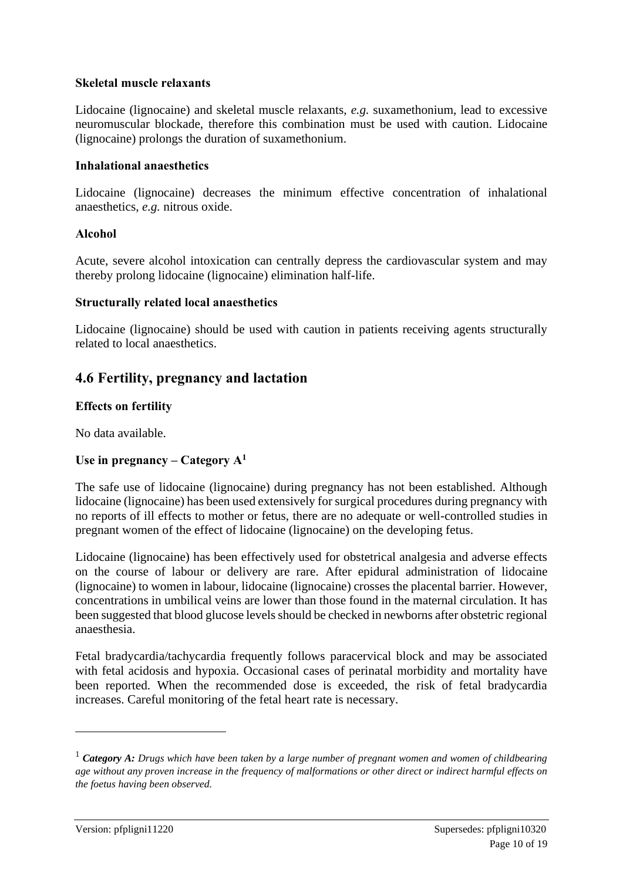**Skeletal muscle relaxants**

Lidocaine (lignocaine) and skeletal muscle relaxants, *e.g.* suxamethonium, lead to excessive neuromuscular blockade, therefore this combination must be used with caution. Lidocaine (lignocaine) prolongs the duration of suxamethonium.

**Inhalational anaesthetics**

Lidocaine (lignocaine) decreases the minimum effective concentration of inhalational anaesthetics, *e.g.* nitrous oxide.

**Alcohol**

Acute, severe alcohol intoxication can centrally depress the cardiovascular system and may thereby prolong lidocaine (lignocaine) elimination half-life.

**Structurally related local anaesthetics**

Lidocaine (lignocaine) should be used with caution in patients receiving agents structurally related to local anaesthetics.

## 4.6 Fertility, pregnancy and lactation

**Effects on fertility**

No data available.

**Use in pregnancy – Category A[1]**

The safe use of lidocaine (lignocaine) during pregnancy has not been established. Although lidocaine (lignocaine) has been used extensively for surgical procedures during pregnancy with no reports of ill effects to mother or fetus, there are no adequate or well-controlled studies in pregnant women of the effect of lidocaine (lignocaine) on the developing fetus.

Lidocaine (lignocaine) has been effectively used for obstetrical analgesia and adverse effects on the course of labour or delivery are rare. After epidural administration of lidocaine (lignocaine) to women in labour, lidocaine (lignocaine) crosses the placental barrier. However, concentrations in umbilical veins are lower than those found in the maternal circulation. It has been suggested that blood glucose levels should be checked in newborns after obstetric regional anaesthesia.

Fetal bradycardia/tachycardia frequently follows paracervical block and may be associated with fetal acidosis and hypoxia. Occasional cases of perinatal morbidity and mortality have been reported. When the recommended dose is exceeded, the risk of fetal bradycardia increases. Careful monitoring of the fetal heart rate is necessary.

---

[1] ***Category A:*** *Drugs which have been taken by a large number of pregnant women and women of childbearing age without any proven increase in the frequency of malformations or other direct or indirect harmful effects on the foetus having been observed.*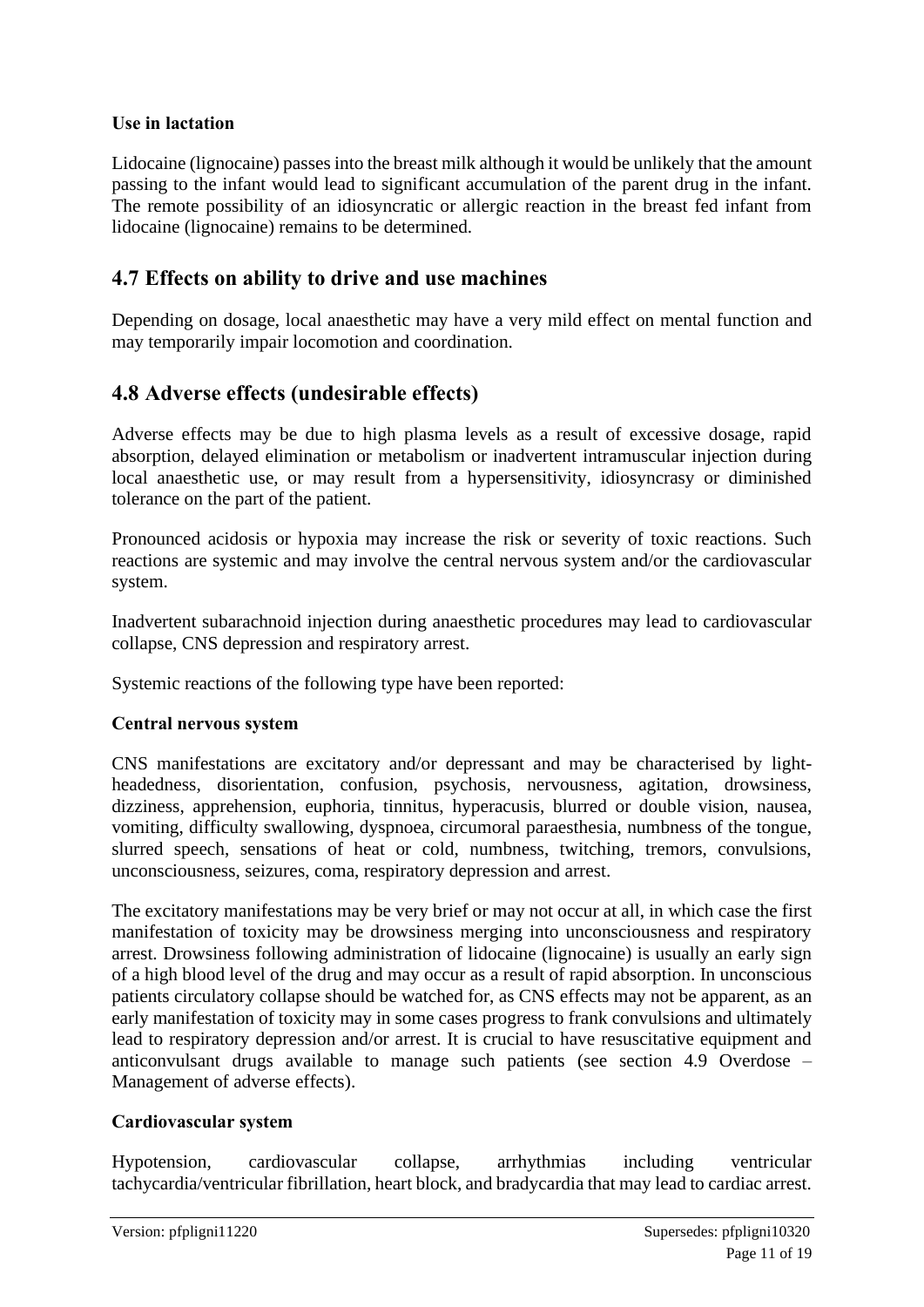### Use in lactation

Lidocaine (lignocaine) passes into the breast milk although it would be unlikely that the amount passing to the infant would lead to significant accumulation of the parent drug in the infant. The remote possibility of an idiosyncratic or allergic reaction in the breast fed infant from lidocaine (lignocaine) remains to be determined.

## 4.7 Effects on ability to drive and use machines

Depending on dosage, local anaesthetic may have a very mild effect on mental function and may temporarily impair locomotion and coordination.

## 4.8 Adverse effects (undesirable effects)

Adverse effects may be due to high plasma levels as a result of excessive dosage, rapid absorption, delayed elimination or metabolism or inadvertent intramuscular injection during local anaesthetic use, or may result from a hypersensitivity, idiosyncrasy or diminished tolerance on the part of the patient.

Pronounced acidosis or hypoxia may increase the risk or severity of toxic reactions. Such reactions are systemic and may involve the central nervous system and/or the cardiovascular system.

Inadvertent subarachnoid injection during anaesthetic procedures may lead to cardiovascular collapse, CNS depression and respiratory arrest.

Systemic reactions of the following type have been reported:

### Central nervous system

CNS manifestations are excitatory and/or depressant and may be characterised by light-headedness, disorientation, confusion, psychosis, nervousness, agitation, drowsiness, dizziness, apprehension, euphoria, tinnitus, hyperacusis, blurred or double vision, nausea, vomiting, difficulty swallowing, dyspnoea, circumoral paraesthesia, numbness of the tongue, slurred speech, sensations of heat or cold, numbness, twitching, tremors, convulsions, unconsciousness, seizures, coma, respiratory depression and arrest.

The excitatory manifestations may be very brief or may not occur at all, in which case the first manifestation of toxicity may be drowsiness merging into unconsciousness and respiratory arrest. Drowsiness following administration of lidocaine (lignocaine) is usually an early sign of a high blood level of the drug and may occur as a result of rapid absorption. In unconscious patients circulatory collapse should be watched for, as CNS effects may not be apparent, as an early manifestation of toxicity may in some cases progress to frank convulsions and ultimately lead to respiratory depression and/or arrest. It is crucial to have resuscitative equipment and anticonvulsant drugs available to manage such patients (see section 4.9 Overdose – Management of adverse effects).

### Cardiovascular system

Hypotension, cardiovascular collapse, arrhythmias including ventricular tachycardia/ventricular fibrillation, heart block, and bradycardia that may lead to cardiac arrest.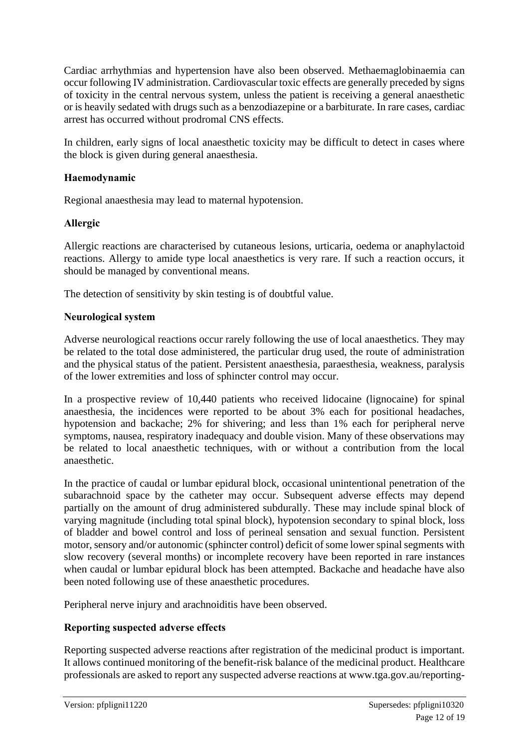Cardiac arrhythmias and hypertension have also been observed. Methaemaglobinaemia can occur following IV administration. Cardiovascular toxic effects are generally preceded by signs of toxicity in the central nervous system, unless the patient is receiving a general anaesthetic or is heavily sedated with drugs such as a benzodiazepine or a barbiturate. In rare cases, cardiac arrest has occurred without prodromal CNS effects.

In children, early signs of local anaesthetic toxicity may be difficult to detect in cases where the block is given during general anaesthesia.

**Haemodynamic**

Regional anaesthesia may lead to maternal hypotension.

**Allergic**

Allergic reactions are characterised by cutaneous lesions, urticaria, oedema or anaphylactoid reactions. Allergy to amide type local anaesthetics is very rare. If such a reaction occurs, it should be managed by conventional means.

The detection of sensitivity by skin testing is of doubtful value.

**Neurological system**

Adverse neurological reactions occur rarely following the use of local anaesthetics. They may be related to the total dose administered, the particular drug used, the route of administration and the physical status of the patient. Persistent anaesthesia, paraesthesia, weakness, paralysis of the lower extremities and loss of sphincter control may occur.

In a prospective review of 10,440 patients who received lidocaine (lignocaine) for spinal anaesthesia, the incidences were reported to be about 3% each for positional headaches, hypotension and backache; 2% for shivering; and less than 1% each for peripheral nerve symptoms, nausea, respiratory inadequacy and double vision. Many of these observations may be related to local anaesthetic techniques, with or without a contribution from the local anaesthetic.

In the practice of caudal or lumbar epidural block, occasional unintentional penetration of the subarachnoid space by the catheter may occur. Subsequent adverse effects may depend partially on the amount of drug administered subdurally. These may include spinal block of varying magnitude (including total spinal block), hypotension secondary to spinal block, loss of bladder and bowel control and loss of perineal sensation and sexual function. Persistent motor, sensory and/or autonomic (sphincter control) deficit of some lower spinal segments with slow recovery (several months) or incomplete recovery have been reported in rare instances when caudal or lumbar epidural block has been attempted. Backache and headache have also been noted following use of these anaesthetic procedures.

Peripheral nerve injury and arachnoiditis have been observed.

**Reporting suspected adverse effects**

Reporting suspected adverse reactions after registration of the medicinal product is important. It allows continued monitoring of the benefit-risk balance of the medicinal product. Healthcare professionals are asked to report any suspected adverse reactions at www.tga.gov.au/reporting-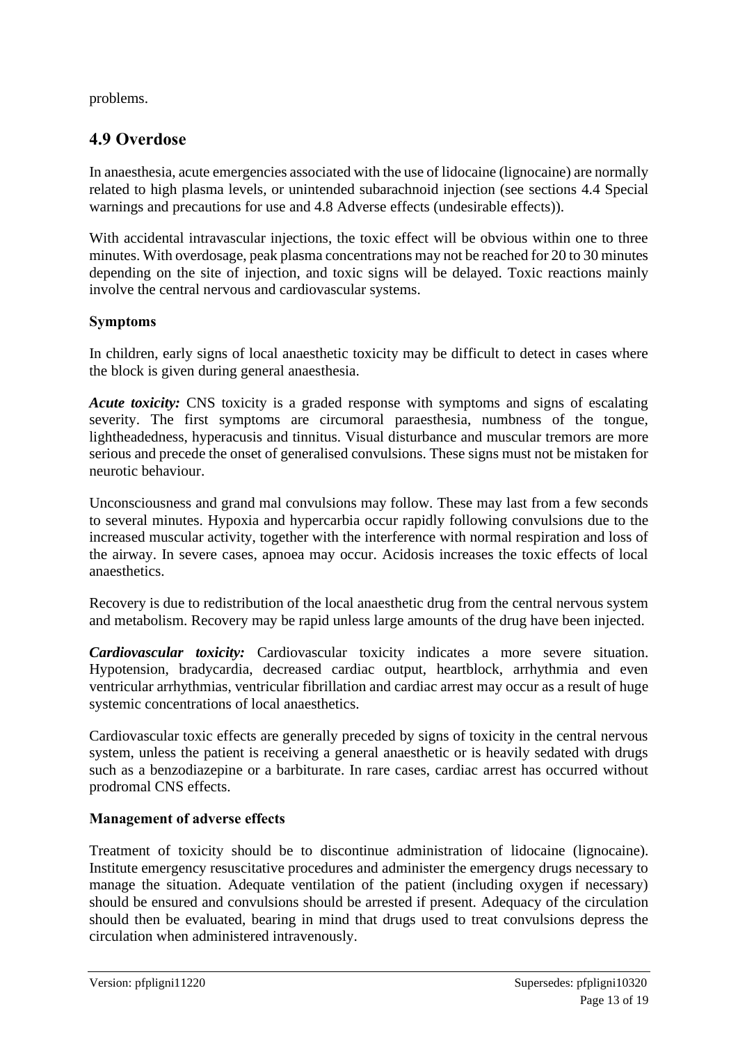problems.

## 4.9 Overdose

In anaesthesia, acute emergencies associated with the use of lidocaine (lignocaine) are normally related to high plasma levels, or unintended subarachnoid injection (see sections 4.4 Special warnings and precautions for use and 4.8 Adverse effects (undesirable effects)).

With accidental intravascular injections, the toxic effect will be obvious within one to three minutes. With overdosage, peak plasma concentrations may not be reached for 20 to 30 minutes depending on the site of injection, and toxic signs will be delayed. Toxic reactions mainly involve the central nervous and cardiovascular systems.

### Symptoms

In children, early signs of local anaesthetic toxicity may be difficult to detect in cases where the block is given during general anaesthesia.

***Acute toxicity:*** CNS toxicity is a graded response with symptoms and signs of escalating severity. The first symptoms are circumoral paraesthesia, numbness of the tongue, lightheadedness, hyperacusis and tinnitus. Visual disturbance and muscular tremors are more serious and precede the onset of generalised convulsions. These signs must not be mistaken for neurotic behaviour.

Unconsciousness and grand mal convulsions may follow. These may last from a few seconds to several minutes. Hypoxia and hypercarbia occur rapidly following convulsions due to the increased muscular activity, together with the interference with normal respiration and loss of the airway. In severe cases, apnoea may occur. Acidosis increases the toxic effects of local anaesthetics.

Recovery is due to redistribution of the local anaesthetic drug from the central nervous system and metabolism. Recovery may be rapid unless large amounts of the drug have been injected.

***Cardiovascular toxicity:*** Cardiovascular toxicity indicates a more severe situation. Hypotension, bradycardia, decreased cardiac output, heartblock, arrhythmia and even ventricular arrhythmias, ventricular fibrillation and cardiac arrest may occur as a result of huge systemic concentrations of local anaesthetics.

Cardiovascular toxic effects are generally preceded by signs of toxicity in the central nervous system, unless the patient is receiving a general anaesthetic or is heavily sedated with drugs such as a benzodiazepine or a barbiturate. In rare cases, cardiac arrest has occurred without prodromal CNS effects.

### Management of adverse effects

Treatment of toxicity should be to discontinue administration of lidocaine (lignocaine). Institute emergency resuscitative procedures and administer the emergency drugs necessary to manage the situation. Adequate ventilation of the patient (including oxygen if necessary) should be ensured and convulsions should be arrested if present. Adequacy of the circulation should then be evaluated, bearing in mind that drugs used to treat convulsions depress the circulation when administered intravenously.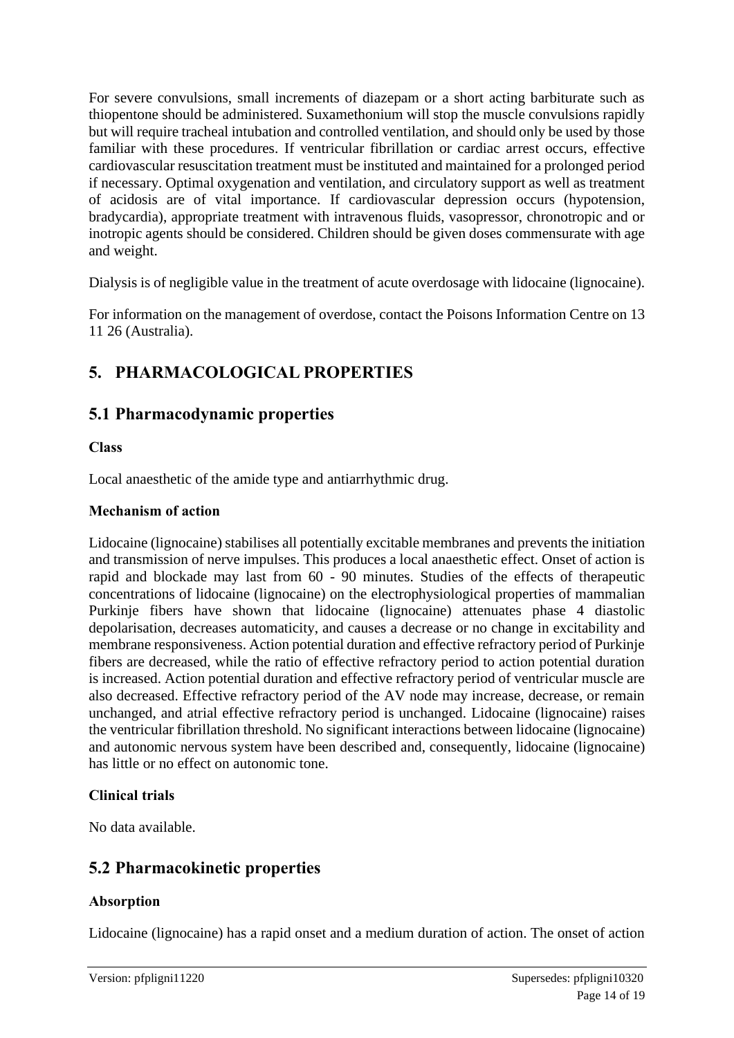For severe convulsions, small increments of diazepam or a short acting barbiturate such as thiopentone should be administered. Suxamethonium will stop the muscle convulsions rapidly but will require tracheal intubation and controlled ventilation, and should only be used by those familiar with these procedures. If ventricular fibrillation or cardiac arrest occurs, effective cardiovascular resuscitation treatment must be instituted and maintained for a prolonged period if necessary. Optimal oxygenation and ventilation, and circulatory support as well as treatment of acidosis are of vital importance. If cardiovascular depression occurs (hypotension, bradycardia), appropriate treatment with intravenous fluids, vasopressor, chronotropic and or inotropic agents should be considered. Children should be given doses commensurate with age and weight.

Dialysis is of negligible value in the treatment of acute overdosage with lidocaine (lignocaine).

For information on the management of overdose, contact the Poisons Information Centre on 13 11 26 (Australia).

# 5. PHARMACOLOGICAL PROPERTIES

## 5.1 Pharmacodynamic properties

### Class

Local anaesthetic of the amide type and antiarrhythmic drug.

### Mechanism of action

Lidocaine (lignocaine) stabilises all potentially excitable membranes and prevents the initiation and transmission of nerve impulses. This produces a local anaesthetic effect. Onset of action is rapid and blockade may last from 60 - 90 minutes. Studies of the effects of therapeutic concentrations of lidocaine (lignocaine) on the electrophysiological properties of mammalian Purkinje fibers have shown that lidocaine (lignocaine) attenuates phase 4 diastolic depolarisation, decreases automaticity, and causes a decrease or no change in excitability and membrane responsiveness. Action potential duration and effective refractory period of Purkinje fibers are decreased, while the ratio of effective refractory period to action potential duration is increased. Action potential duration and effective refractory period of ventricular muscle are also decreased. Effective refractory period of the AV node may increase, decrease, or remain unchanged, and atrial effective refractory period is unchanged. Lidocaine (lignocaine) raises the ventricular fibrillation threshold. No significant interactions between lidocaine (lignocaine) and autonomic nervous system have been described and, consequently, lidocaine (lignocaine) has little or no effect on autonomic tone.

### Clinical trials

No data available.

## 5.2 Pharmacokinetic properties

### Absorption

Lidocaine (lignocaine) has a rapid onset and a medium duration of action. The onset of action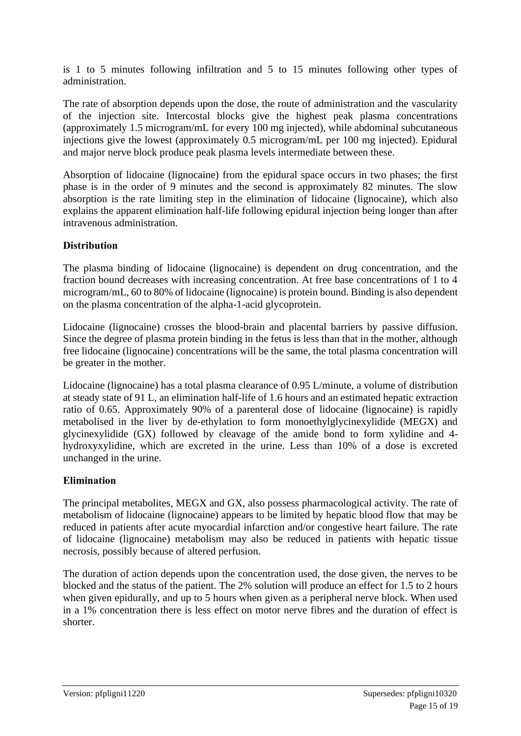is 1 to 5 minutes following infiltration and 5 to 15 minutes following other types of administration.

The rate of absorption depends upon the dose, the route of administration and the vascularity of the injection site. Intercostal blocks give the highest peak plasma concentrations (approximately 1.5 microgram/mL for every 100 mg injected), while abdominal subcutaneous injections give the lowest (approximately 0.5 microgram/mL per 100 mg injected). Epidural and major nerve block produce peak plasma levels intermediate between these.

Absorption of lidocaine (lignocaine) from the epidural space occurs in two phases; the first phase is in the order of 9 minutes and the second is approximately 82 minutes. The slow absorption is the rate limiting step in the elimination of lidocaine (lignocaine), which also explains the apparent elimination half-life following epidural injection being longer than after intravenous administration.

**Distribution**

The plasma binding of lidocaine (lignocaine) is dependent on drug concentration, and the fraction bound decreases with increasing concentration. At free base concentrations of 1 to 4 microgram/mL, 60 to 80% of lidocaine (lignocaine) is protein bound. Binding is also dependent on the plasma concentration of the alpha-1-acid glycoprotein.

Lidocaine (lignocaine) crosses the blood-brain and placental barriers by passive diffusion. Since the degree of plasma protein binding in the fetus is less than that in the mother, although free lidocaine (lignocaine) concentrations will be the same, the total plasma concentration will be greater in the mother.

Lidocaine (lignocaine) has a total plasma clearance of 0.95 L/minute, a volume of distribution at steady state of 91 L, an elimination half-life of 1.6 hours and an estimated hepatic extraction ratio of 0.65. Approximately 90% of a parenteral dose of lidocaine (lignocaine) is rapidly metabolised in the liver by de-ethylation to form monoethylglycinexylidide (MEGX) and glycinexylidide (GX) followed by cleavage of the amide bond to form xylidine and 4-hydroxyxylidine, which are excreted in the urine. Less than 10% of a dose is excreted unchanged in the urine.

**Elimination**

The principal metabolites, MEGX and GX, also possess pharmacological activity. The rate of metabolism of lidocaine (lignocaine) appears to be limited by hepatic blood flow that may be reduced in patients after acute myocardial infarction and/or congestive heart failure. The rate of lidocaine (lignocaine) metabolism may also be reduced in patients with hepatic tissue necrosis, possibly because of altered perfusion.

The duration of action depends upon the concentration used, the dose given, the nerves to be blocked and the status of the patient. The 2% solution will produce an effect for 1.5 to 2 hours when given epidurally, and up to 5 hours when given as a peripheral nerve block. When used in a 1% concentration there is less effect on motor nerve fibres and the duration of effect is shorter.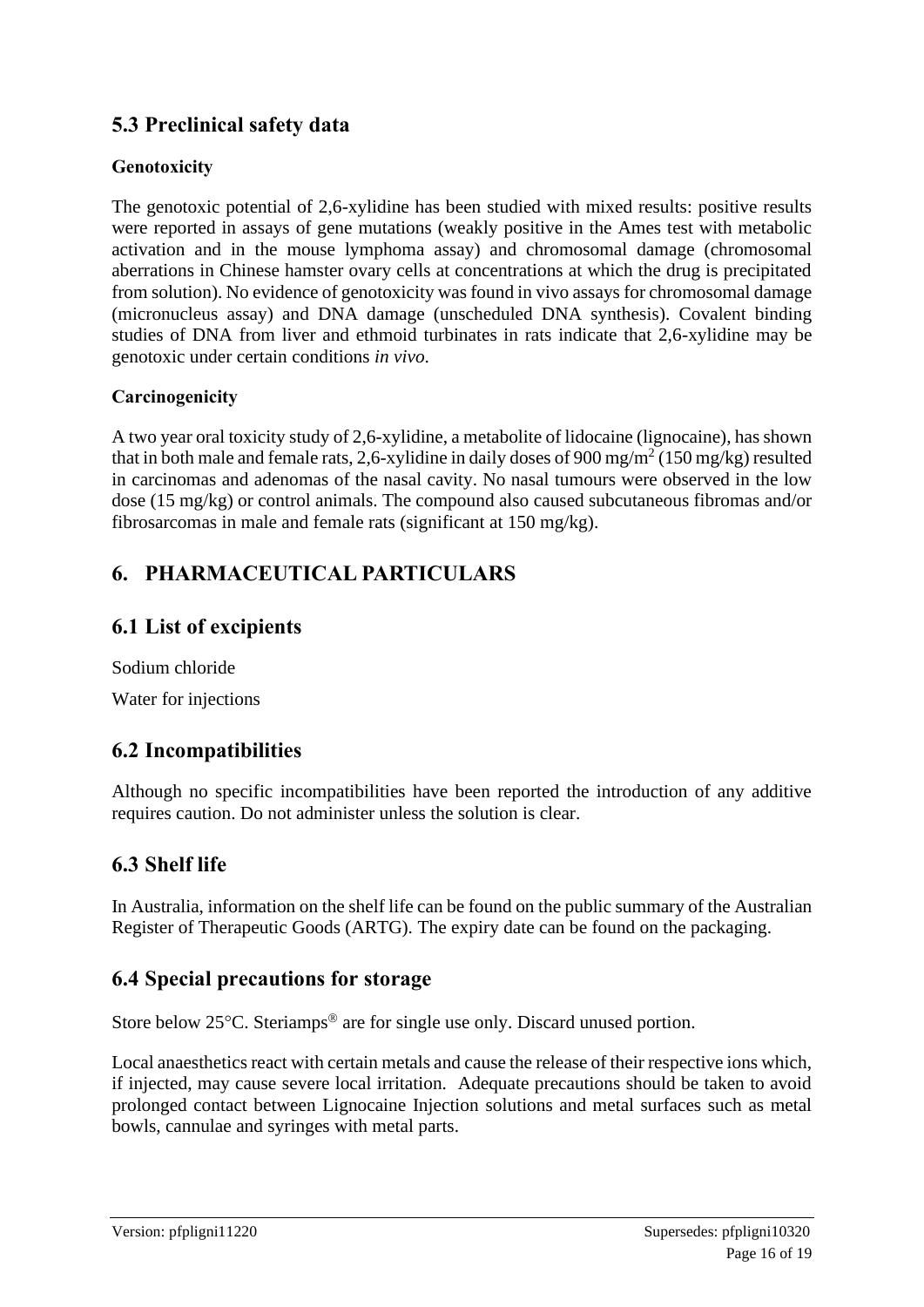## 5.3 Preclinical safety data

### Genotoxicity

The genotoxic potential of 2,6-xylidine has been studied with mixed results: positive results were reported in assays of gene mutations (weakly positive in the Ames test with metabolic activation and in the mouse lymphoma assay) and chromosomal damage (chromosomal aberrations in Chinese hamster ovary cells at concentrations at which the drug is precipitated from solution). No evidence of genotoxicity was found in vivo assays for chromosomal damage (micronucleus assay) and DNA damage (unscheduled DNA synthesis). Covalent binding studies of DNA from liver and ethmoid turbinates in rats indicate that 2,6-xylidine may be genotoxic under certain conditions *in vivo.*

### Carcinogenicity

A two year oral toxicity study of 2,6-xylidine, a metabolite of lidocaine (lignocaine), has shown that in both male and female rats, 2,6-xylidine in daily doses of 900 $mg/m^2$ (150 mg/kg) resulted in carcinomas and adenomas of the nasal cavity. No nasal tumours were observed in the low dose (15 mg/kg) or control animals. The compound also caused subcutaneous fibromas and/or fibrosarcomas in male and female rats (significant at 150 mg/kg).

# 6. PHARMACEUTICAL PARTICULARS

## 6.1 List of excipients

Sodium chloride

Water for injections

## 6.2 Incompatibilities

Although no specific incompatibilities have been reported the introduction of any additive requires caution. Do not administer unless the solution is clear.

## 6.3 Shelf life

In Australia, information on the shelf life can be found on the public summary of the Australian Register of Therapeutic Goods (ARTG). The expiry date can be found on the packaging.

## 6.4 Special precautions for storage

Store below 25°C. Steriamps® are for single use only. Discard unused portion.

Local anaesthetics react with certain metals and cause the release of their respective ions which, if injected, may cause severe local irritation. Adequate precautions should be taken to avoid prolonged contact between Lignocaine Injection solutions and metal surfaces such as metal bowls, cannulae and syringes with metal parts.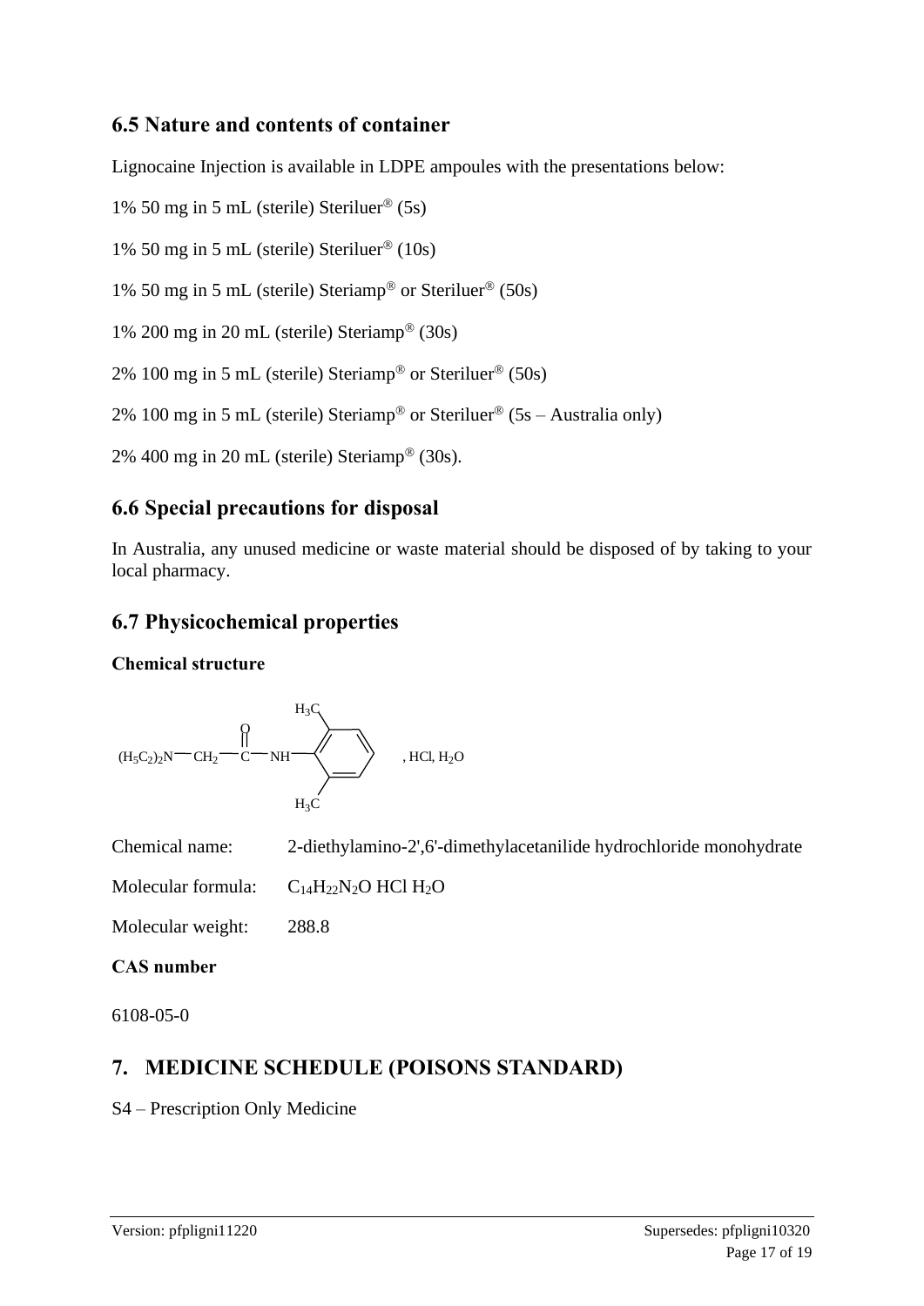## 6.5 Nature and contents of container

Lignocaine Injection is available in LDPE ampoules with the presentations below:

1% 50 mg in 5 mL (sterile) Steriluer® (5s)

1% 50 mg in 5 mL (sterile) Steriluer® (10s)

1% 50 mg in 5 mL (sterile) Steriamp® or Steriluer® (50s)

1% 200 mg in 20 mL (sterile) Steriamp® (30s)

2% 100 mg in 5 mL (sterile) Steriamp® or Steriluer® (50s)

2% 100 mg in 5 mL (sterile) Steriamp® or Steriluer® (5s – Australia only)

2% 400 mg in 20 mL (sterile) Steriamp® (30s).

## 6.6 Special precautions for disposal

In Australia, any unused medicine or waste material should be disposed of by taking to your local pharmacy.

## 6.7 Physicochemical properties

**Chemical structure**

$(H_5C_2)_2N—CH_2—C(=O)—NH—$ (2,6-dimethylphenyl: $H_3C$, $H_3C$), HCl, $H_2O$

Chemical name: 2-diethylamino-2',6'-dimethylacetanilide hydrochloride monohydrate

Molecular formula: $C_{14}H_{22}N_2O$ HCl $H_2O$

Molecular weight: 288.8

**CAS number**

6108-05-0

## 7. MEDICINE SCHEDULE (POISONS STANDARD)

S4 – Prescription Only Medicine

Version: pfpligni11220 Supersedes: pfpligni10320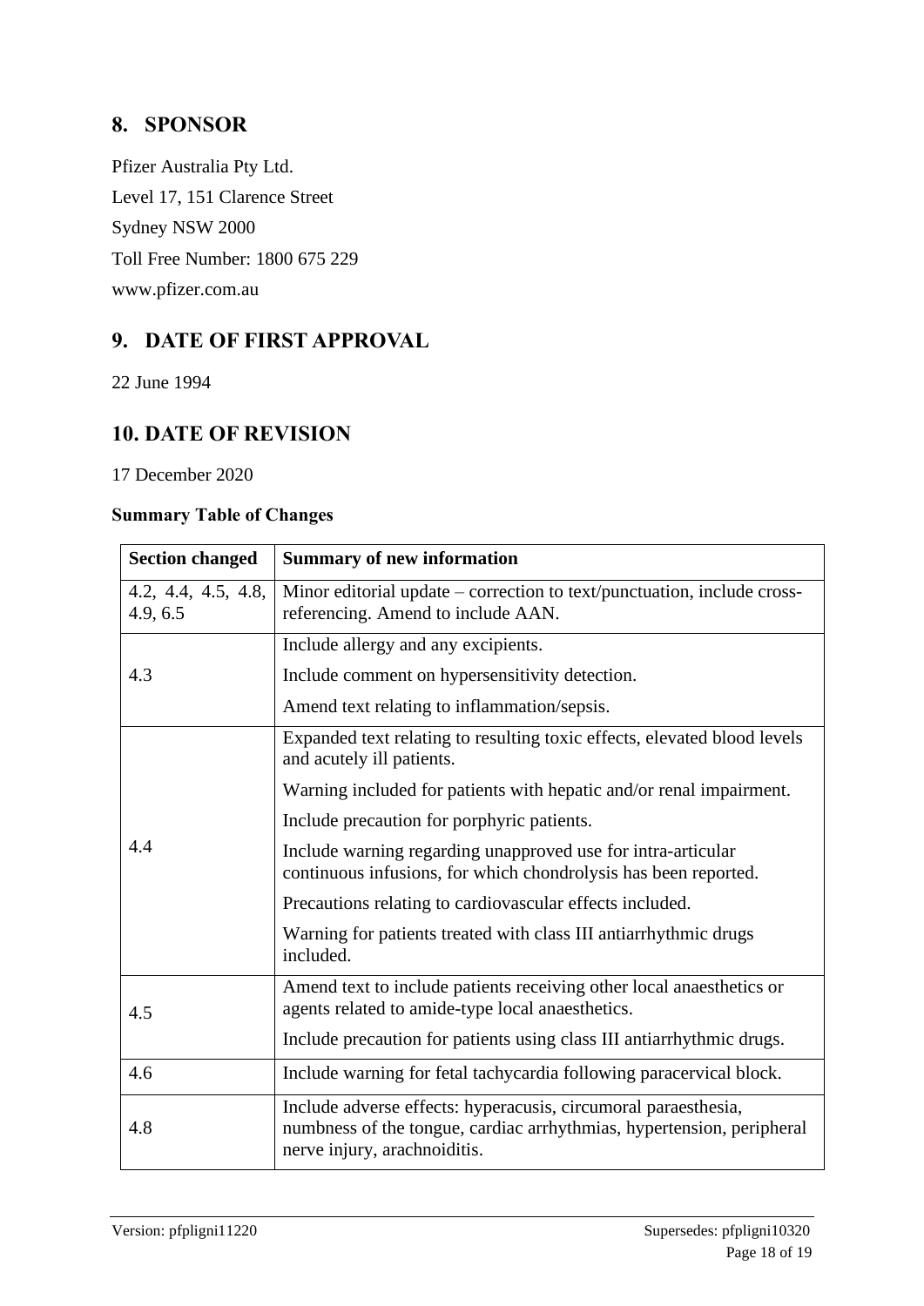## 8. SPONSOR

Pfizer Australia Pty Ltd.

Level 17, 151 Clarence Street

Sydney NSW 2000

Toll Free Number: 1800 675 229

www.pfizer.com.au

## 9. DATE OF FIRST APPROVAL

22 June 1994

## 10. DATE OF REVISION

17 December 2020

**Summary Table of Changes**

| Section changed | Summary of new information |
|---|---|
| 4.2, 4.4, 4.5, 4.8, 4.9, 6.5 | Minor editorial update – correction to text/punctuation, include cross-referencing. Amend to include AAN. |
| 4.3 | Include allergy and any excipients.<br>Include comment on hypersensitivity detection.<br>Amend text relating to inflammation/sepsis. |
| 4.4 | Expanded text relating to resulting toxic effects, elevated blood levels and acutely ill patients.<br>Warning included for patients with hepatic and/or renal impairment.<br>Include precaution for porphyric patients.<br>Include warning regarding unapproved use for intra-articular continuous infusions, for which chondrolysis has been reported.<br>Precautions relating to cardiovascular effects included.<br>Warning for patients treated with class III antiarrhythmic drugs included. |
| 4.5 | Amend text to include patients receiving other local anaesthetics or agents related to amide-type local anaesthetics.<br>Include precaution for patients using class III antiarrhythmic drugs. |
| 4.6 | Include warning for fetal tachycardia following paracervical block. |
| 4.8 | Include adverse effects: hyperacusis, circumoral paraesthesia, numbness of the tongue, cardiac arrhythmias, hypertension, peripheral nerve injury, arachnoiditis. |

Version: pfpligni11220 Supersedes: pfpligni10320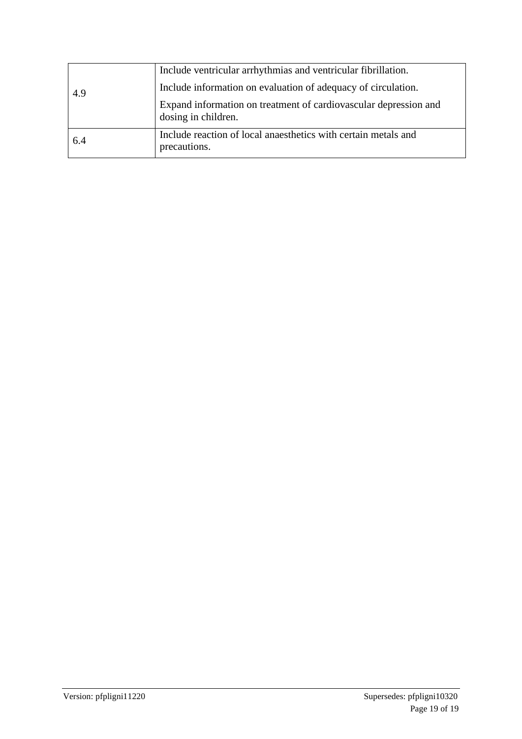| | |
|---|---|
| 4.9 | Include ventricular arrhythmias and ventricular fibrillation.<br>Include information on evaluation of adequacy of circulation.<br>Expand information on treatment of cardiovascular depression and dosing in children. |
| 6.4 | Include reaction of local anaesthetics with certain metals and precautions. |